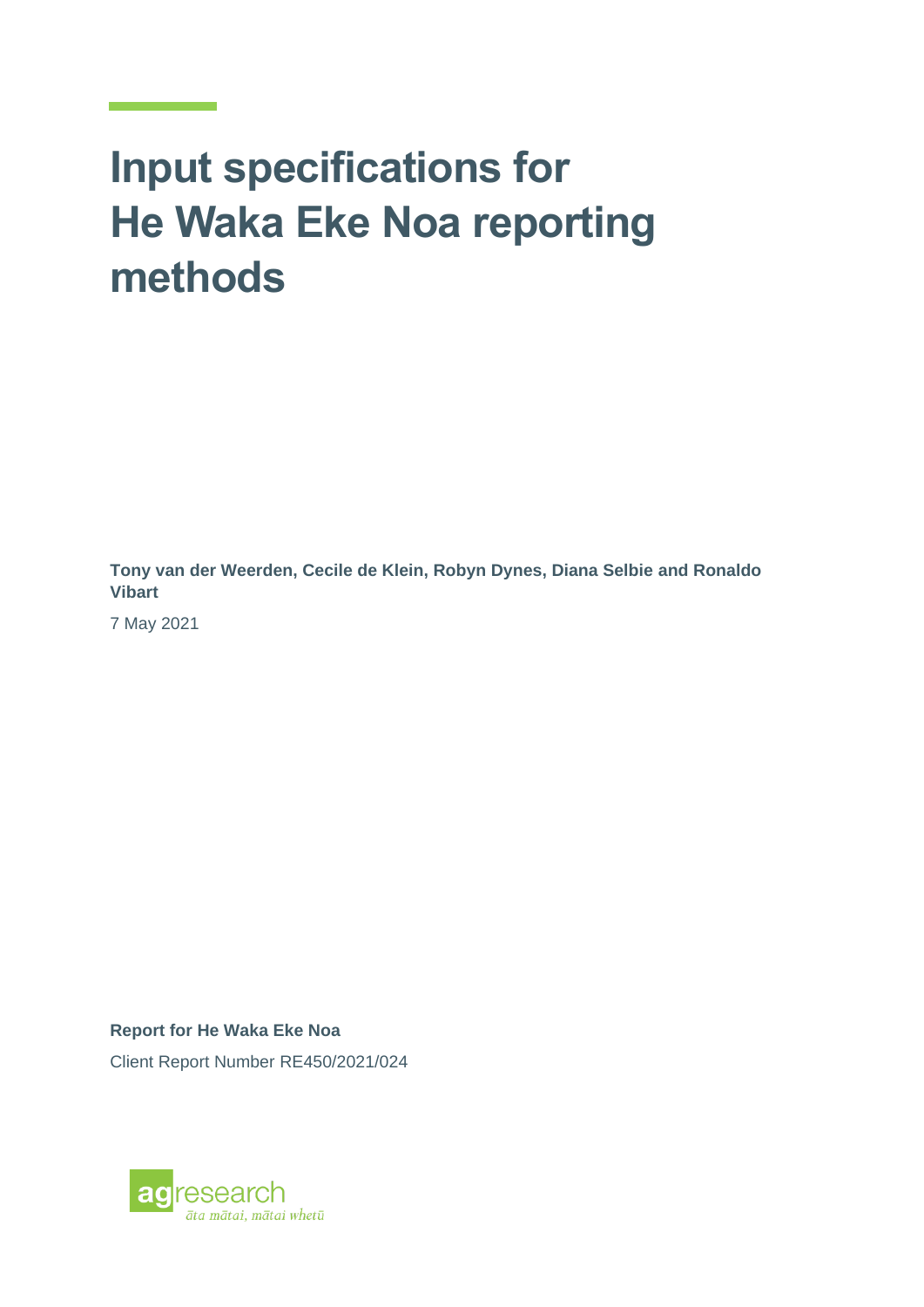# Input specifications for He Waka Eke Noa reporting methods

**Tony van der Weerden, Cecile de Klein, Robyn Dynes, Diana Selbie and Ronaldo Vibart**

7 May 2021

**Report for He Waka Eke Noa**

Client Report Number RE450/2021/024

agresearch
*āta mātai, mātai whetū*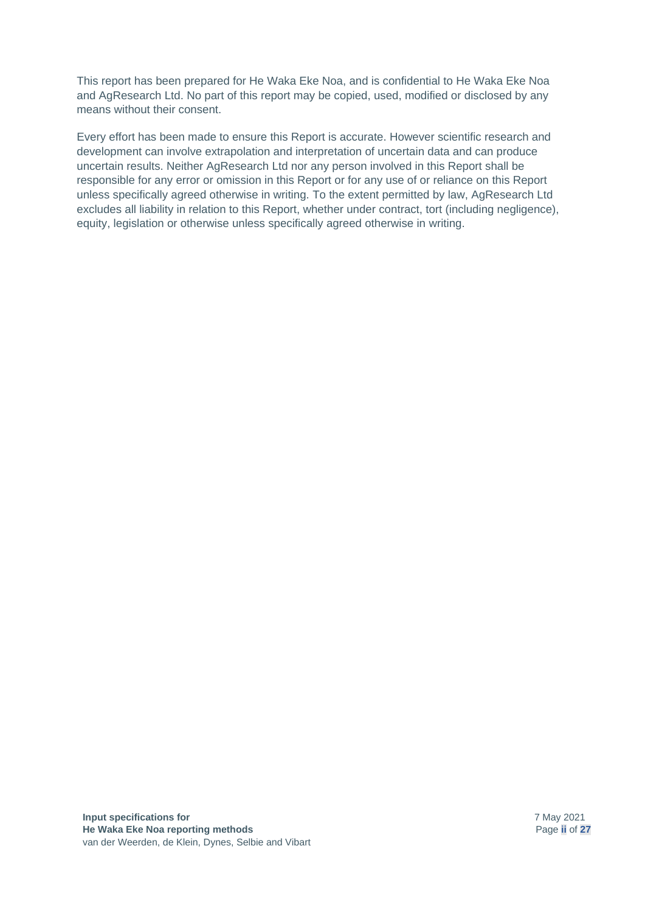This report has been prepared for He Waka Eke Noa, and is confidential to He Waka Eke Noa and AgResearch Ltd. No part of this report may be copied, used, modified or disclosed by any means without their consent.

Every effort has been made to ensure this Report is accurate. However scientific research and development can involve extrapolation and interpretation of uncertain data and can produce uncertain results. Neither AgResearch Ltd nor any person involved in this Report shall be responsible for any error or omission in this Report or for any use of or reliance on this Report unless specifically agreed otherwise in writing. To the extent permitted by law, AgResearch Ltd excludes all liability in relation to this Report, whether under contract, tort (including negligence), equity, legislation or otherwise unless specifically agreed otherwise in writing.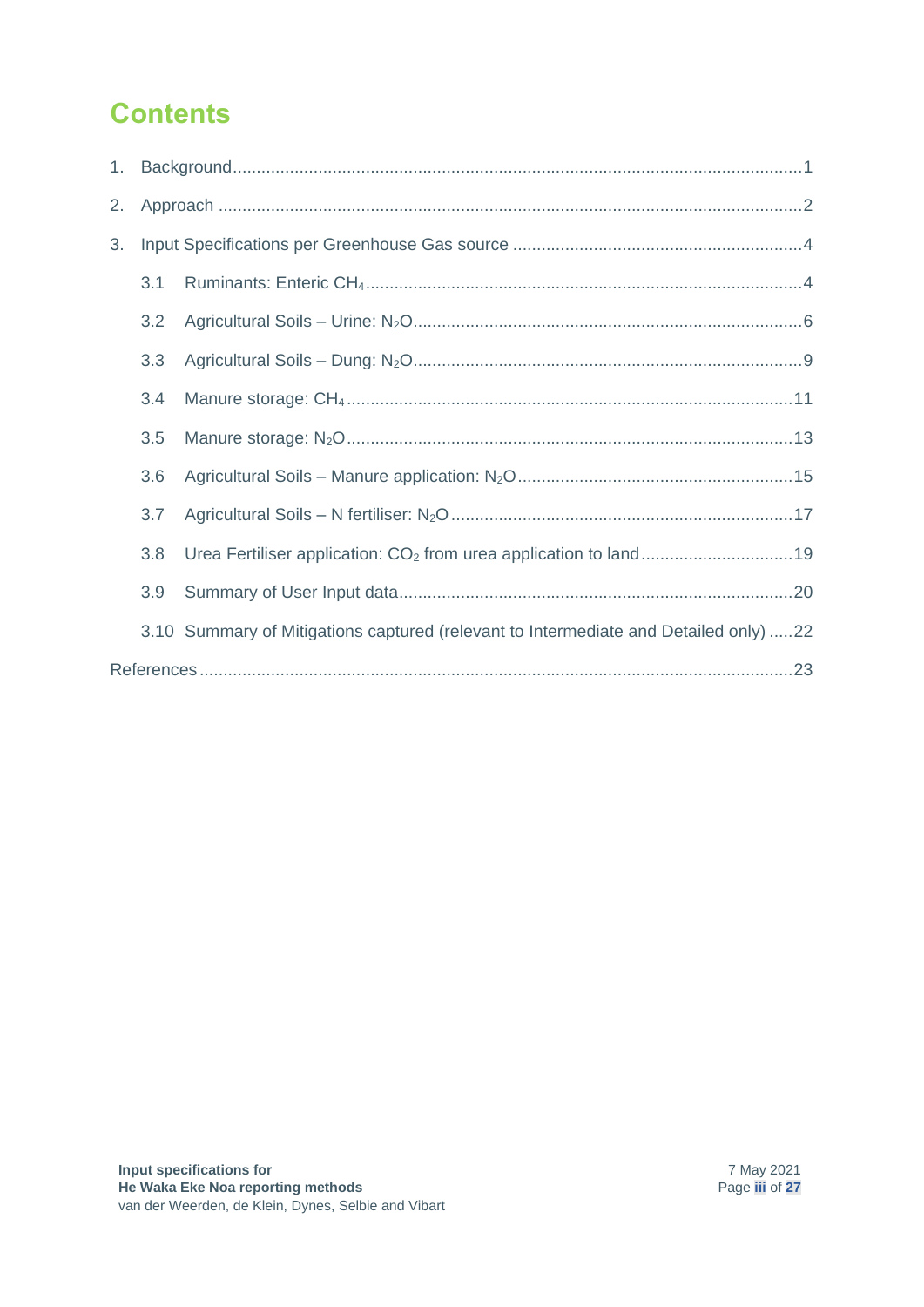# Contents

1. Background ... 1
2. Approach ... 2
3. Input Specifications per Greenhouse Gas source ... 4
   - 3.1 Ruminants: Enteric $CH_4$ ... 4
   - 3.2 Agricultural Soils – Urine: $N_2O$ ... 6
   - 3.3 Agricultural Soils – Dung: $N_2O$ ... 9
   - 3.4 Manure storage: $CH_4$ ... 11
   - 3.5 Manure storage: $N_2O$ ... 13
   - 3.6 Agricultural Soils – Manure application: $N_2O$ ... 15
   - 3.7 Agricultural Soils – N fertiliser: $N_2O$ ... 17
   - 3.8 Urea Fertiliser application: $CO_2$ from urea application to land ... 19
   - 3.9 Summary of User Input data ... 20
   - 3.10 Summary of Mitigations captured (relevant to Intermediate and Detailed only) ... 22

References ... 23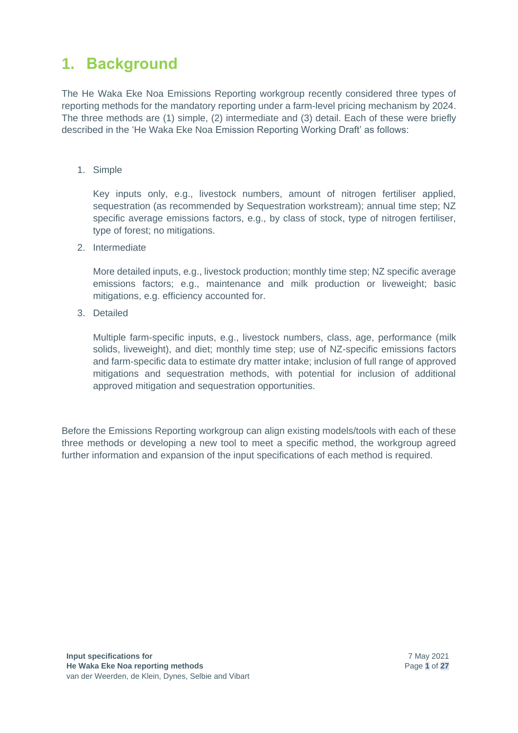# 1. Background

The He Waka Eke Noa Emissions Reporting workgroup recently considered three types of reporting methods for the mandatory reporting under a farm-level pricing mechanism by 2024. The three methods are (1) simple, (2) intermediate and (3) detail. Each of these were briefly described in the 'He Waka Eke Noa Emission Reporting Working Draft' as follows:

1. Simple

   Key inputs only, e.g., livestock numbers, amount of nitrogen fertiliser applied, sequestration (as recommended by Sequestration workstream); annual time step; NZ specific average emissions factors, e.g., by class of stock, type of nitrogen fertiliser, type of forest; no mitigations.

2. Intermediate

   More detailed inputs, e.g., livestock production; monthly time step; NZ specific average emissions factors; e.g., maintenance and milk production or liveweight; basic mitigations, e.g. efficiency accounted for.

3. Detailed

   Multiple farm-specific inputs, e.g., livestock numbers, class, age, performance (milk solids, liveweight), and diet; monthly time step; use of NZ-specific emissions factors and farm-specific data to estimate dry matter intake; inclusion of full range of approved mitigations and sequestration methods, with potential for inclusion of additional approved mitigation and sequestration opportunities.

Before the Emissions Reporting workgroup can align existing models/tools with each of these three methods or developing a new tool to meet a specific method, the workgroup agreed further information and expansion of the input specifications of each method is required.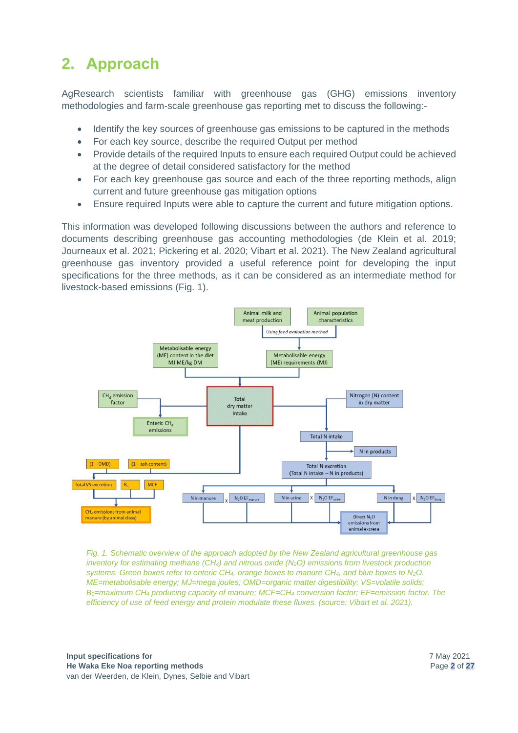# 2. Approach

AgResearch scientists familiar with greenhouse gas (GHG) emissions inventory methodologies and farm-scale greenhouse gas reporting met to discuss the following:-

- Identify the key sources of greenhouse gas emissions to be captured in the methods
- For each key source, describe the required Output per method
- Provide details of the required Inputs to ensure each required Output could be achieved at the degree of detail considered satisfactory for the method
- For each key greenhouse gas source and each of the three reporting methods, align current and future greenhouse gas mitigation options
- Ensure required Inputs were able to capture the current and future mitigation options.

This information was developed following discussions between the authors and reference to documents describing greenhouse gas accounting methodologies (de Klein et al. 2019; Journeaux et al. 2021; Pickering et al. 2020; Vibart et al. 2021). The New Zealand agricultural greenhouse gas inventory provided a useful reference point for developing the input specifications for the three methods, as it can be considered as an intermediate method for livestock-based emissions (Fig. 1).

*Fig. 1. Schematic overview of the approach adopted by the New Zealand agricultural greenhouse gas inventory for estimating methane ($CH_4$) and nitrous oxide ($N_2O$) emissions from livestock production systems. Green boxes refer to enteric $CH_4$, orange boxes to manure $CH_4$, and blue boxes to $N_2O$. ME=metabolisable energy; MJ=mega joules; OMD=organic matter digestibility; VS=volatile solids; $B_0$=maximum $CH_4$ producing capacity of manure; MCF=$CH_4$ conversion factor; EF=emission factor. The efficiency of use of feed energy and protein modulate these fluxes. (source: Vibart et al. 2021).*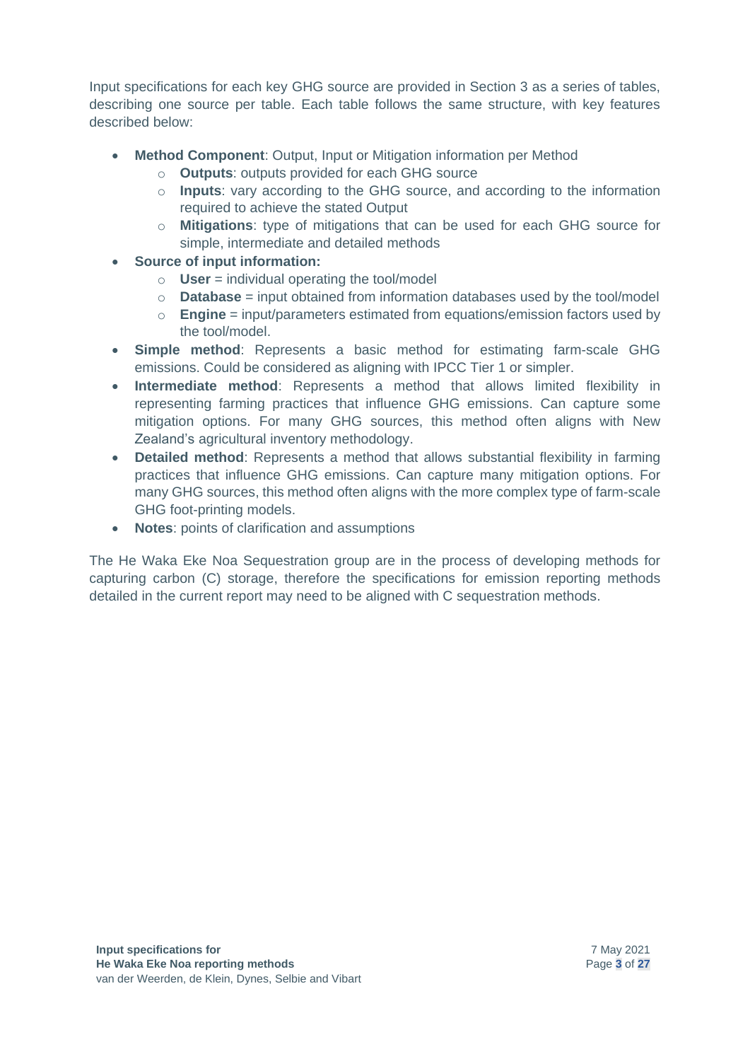Input specifications for each key GHG source are provided in Section 3 as a series of tables, describing one source per table. Each table follows the same structure, with key features described below:

- **Method Component**: Output, Input or Mitigation information per Method
  - **Outputs**: outputs provided for each GHG source
  - **Inputs**: vary according to the GHG source, and according to the information required to achieve the stated Output
  - **Mitigations**: type of mitigations that can be used for each GHG source for simple, intermediate and detailed methods
- **Source of input information:**
  - **User** = individual operating the tool/model
  - **Database** = input obtained from information databases used by the tool/model
  - **Engine** = input/parameters estimated from equations/emission factors used by the tool/model.
- **Simple method**: Represents a basic method for estimating farm-scale GHG emissions. Could be considered as aligning with IPCC Tier 1 or simpler.
- **Intermediate method**: Represents a method that allows limited flexibility in representing farming practices that influence GHG emissions. Can capture some mitigation options. For many GHG sources, this method often aligns with New Zealand's agricultural inventory methodology.
- **Detailed method**: Represents a method that allows substantial flexibility in farming practices that influence GHG emissions. Can capture many mitigation options. For many GHG sources, this method often aligns with the more complex type of farm-scale GHG foot-printing models.
- **Notes**: points of clarification and assumptions

The He Waka Eke Noa Sequestration group are in the process of developing methods for capturing carbon (C) storage, therefore the specifications for emission reporting methods detailed in the current report may need to be aligned with C sequestration methods.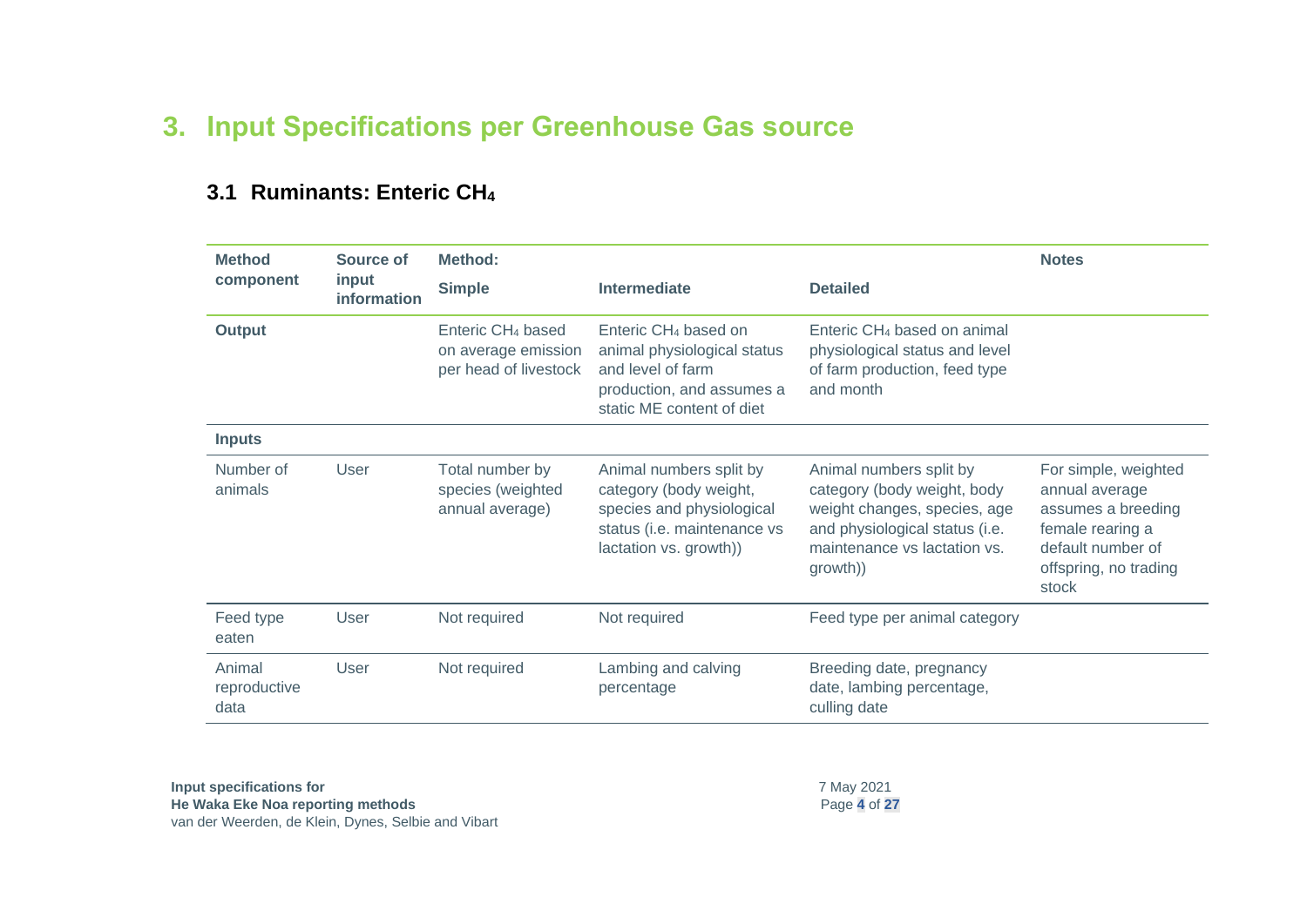# 3. Input Specifications per Greenhouse Gas source

## 3.1 Ruminants: Enteric $CH_4$

| Method component | Source of input information | Method: Simple | Intermediate | Detailed | Notes |
|---|---|---|---|---|---|
| **Output** | | Enteric $CH_4$ based on average emission per head of livestock | Enteric $CH_4$ based on animal physiological status and level of farm production, and assumes a static ME content of diet | Enteric $CH_4$ based on animal physiological status and level of farm production, feed type and month | |
| **Inputs** | | | | | |
| Number of animals | User | Total number by species (weighted annual average) | Animal numbers split by category (body weight, species and physiological status (i.e. maintenance vs lactation vs. growth)) | Animal numbers split by category (body weight, body weight changes, species, age and physiological status (i.e. maintenance vs lactation vs. growth)) | For simple, weighted annual average assumes a breeding female rearing a default number of offspring, no trading stock |
| Feed type eaten | User | Not required | Not required | Feed type per animal category | |
| Animal reproductive data | User | Not required | Lambing and calving percentage | Breeding date, pregnancy date, lambing percentage, culling date | |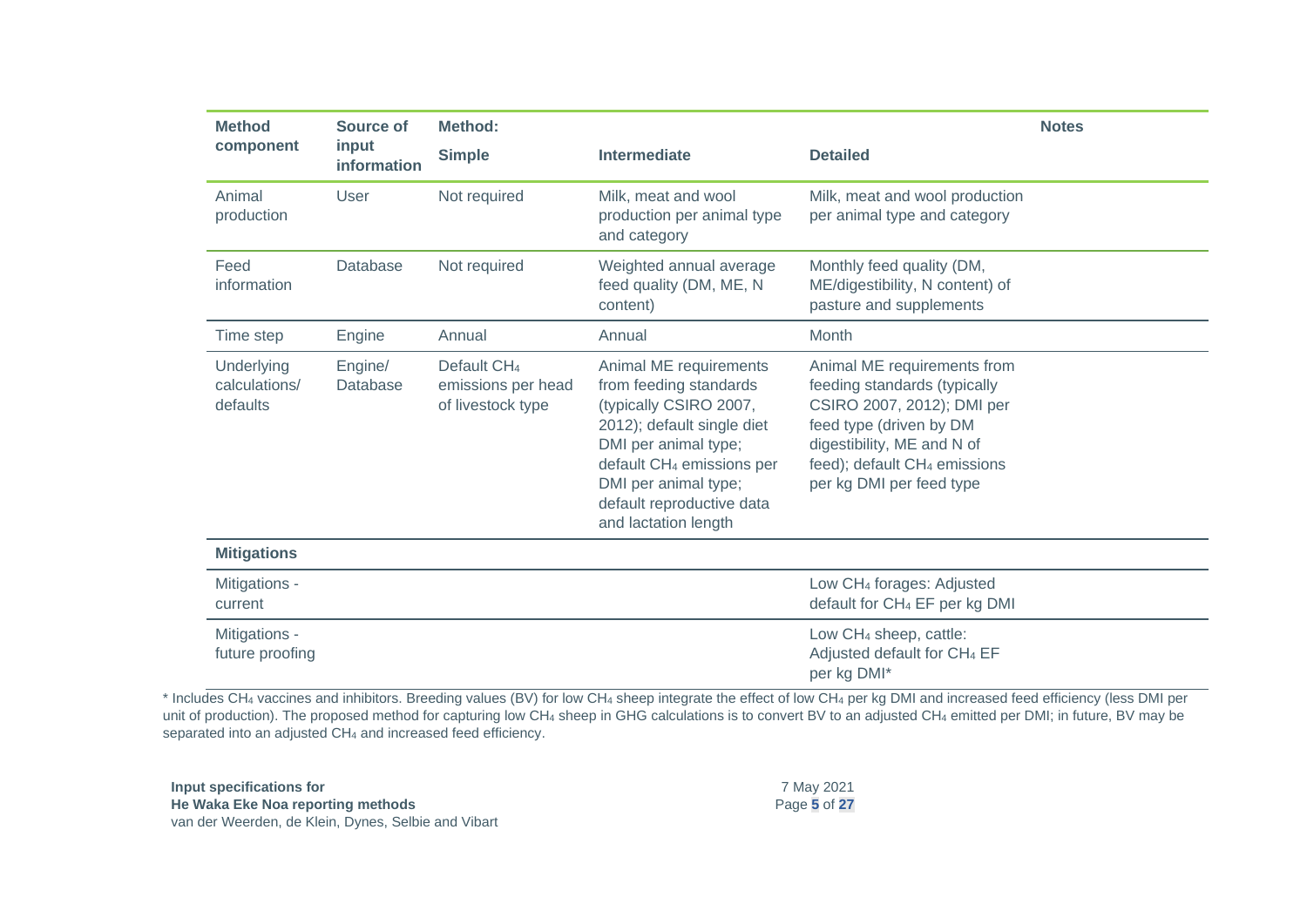| Method component | Source of input information | Method: | | | Notes |
|---|---|---|---|---|---|
| | | Simple | Intermediate | Detailed | |
| Animal production | User | Not required | Milk, meat and wool production per animal type and category | Milk, meat and wool production per animal type and category | |
| Feed information | Database | Not required | Weighted annual average feed quality (DM, ME, N content) | Monthly feed quality (DM, ME/digestibility, N content) of pasture and supplements | |
| Time step | Engine | Annual | Annual | Month | |
| Underlying calculations/ defaults | Engine/ Database | Default $CH_4$ emissions per head of livestock type | Animal ME requirements from feeding standards (typically CSIRO 2007, 2012); default single diet DMI per animal type; default $CH_4$ emissions per DMI per animal type; default reproductive data and lactation length | Animal ME requirements from feeding standards (typically CSIRO 2007, 2012); DMI per feed type (driven by DM digestibility, ME and N of feed); default $CH_4$ emissions per kg DMI per feed type | |
| **Mitigations** | | | | | |
| Mitigations - current | | | | Low $CH_4$ forages: Adjusted default for $CH_4$ EF per kg DMI | |
| Mitigations - future proofing | | | | Low $CH_4$ sheep, cattle: Adjusted default for $CH_4$ EF per kg DMI* | |

\* Includes $CH_4$ vaccines and inhibitors. Breeding values (BV) for low $CH_4$ sheep integrate the effect of low $CH_4$ per kg DMI and increased feed efficiency (less DMI per unit of production). The proposed method for capturing low $CH_4$ sheep in GHG calculations is to convert BV to an adjusted $CH_4$ emitted per DMI; in future, BV may be separated into an adjusted $CH_4$ and increased feed efficiency.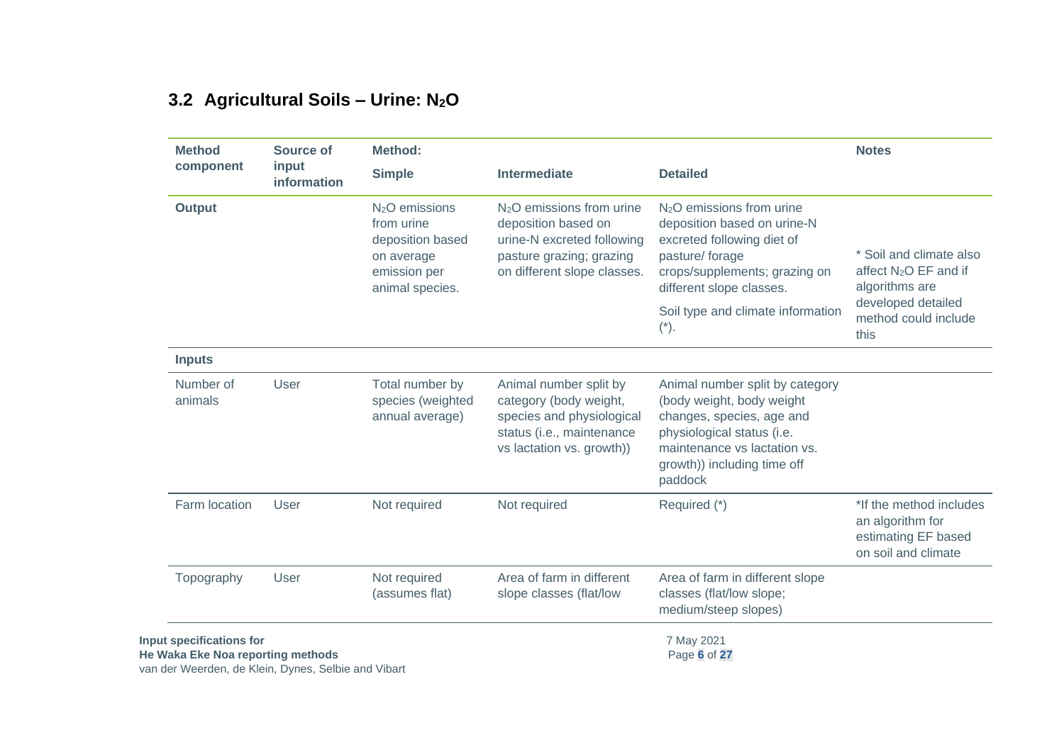### 3.2 Agricultural Soils – Urine: $N_2O$

| Method component | Source of input information | Method: Simple | Intermediate | Detailed | Notes |
|---|---|---|---|---|---|
| **Output** | | $N_2O$ emissions from urine deposition based on average emission per animal species. | $N_2O$ emissions from urine deposition based on urine-N excreted following pasture grazing; grazing on different slope classes. | $N_2O$ emissions from urine deposition based on urine-N excreted following diet of pasture/ forage crops/supplements; grazing on different slope classes. Soil type and climate information (*). | * Soil and climate also affect $N_2O$ EF and if algorithms are developed detailed method could include this |
| **Inputs** | | | | | |
| Number of animals | User | Total number by species (weighted annual average) | Animal number split by category (body weight, species and physiological status (i.e., maintenance vs lactation vs. growth)) | Animal number split by category (body weight, body weight changes, species, age and physiological status (i.e. maintenance vs lactation vs. growth)) including time off paddock | |
| Farm location | User | Not required | Not required | Required (*) | *If the method includes an algorithm for estimating EF based on soil and climate |
| Topography | User | Not required (assumes flat) | Area of farm in different slope classes (flat/low | Area of farm in different slope classes (flat/low slope; medium/steep slopes) | |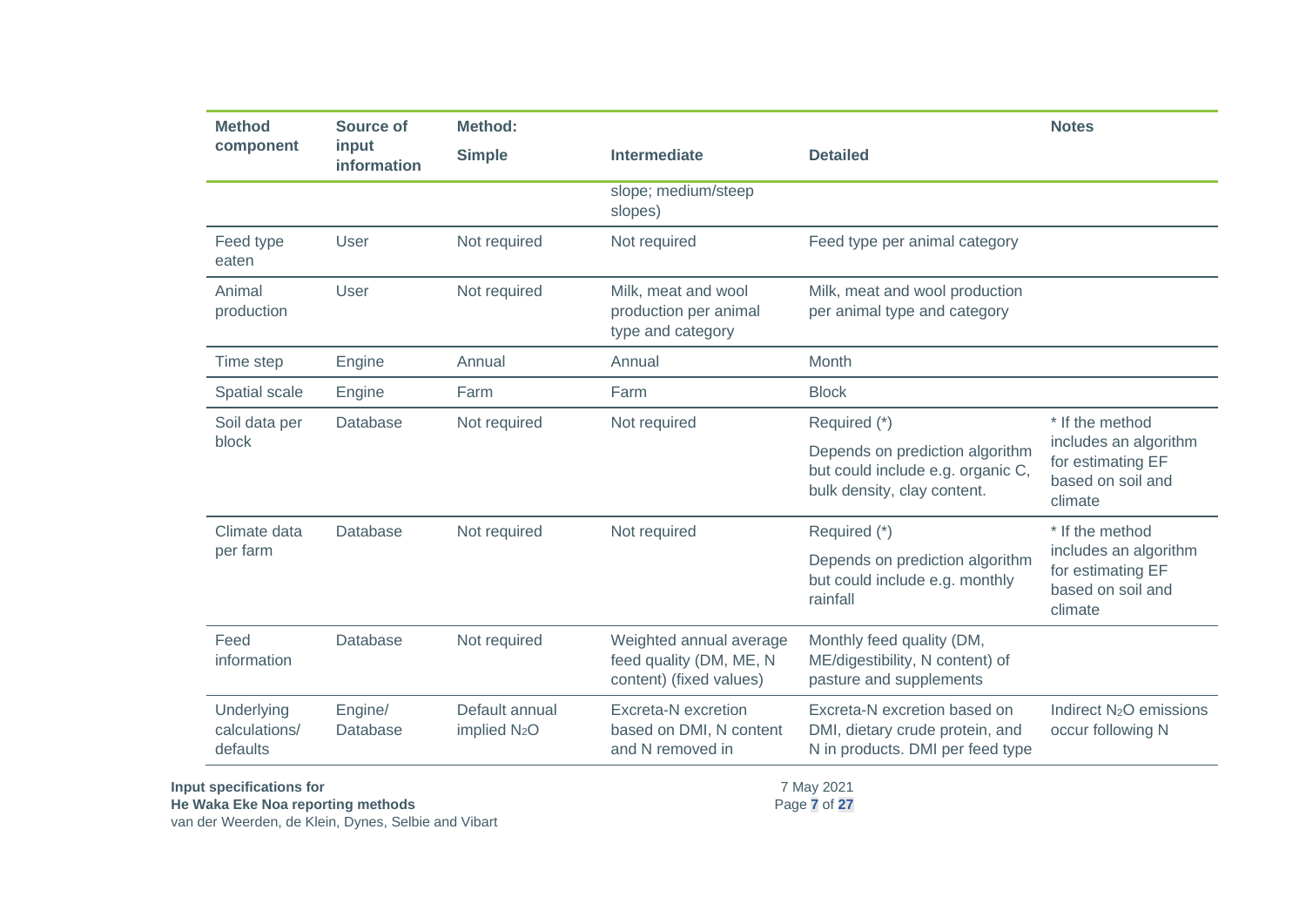| Method component | Source of input information | Method: Simple | Intermediate | Detailed | Notes |
|---|---|---|---|---|---|
| | | | slope; medium/steep slopes) | | |
| Feed type eaten | User | Not required | Not required | Feed type per animal category | |
| Animal production | User | Not required | Milk, meat and wool production per animal type and category | Milk, meat and wool production per animal type and category | |
| Time step | Engine | Annual | Annual | Month | |
| Spatial scale | Engine | Farm | Farm | Block | |
| Soil data per block | Database | Not required | Not required | Required (*) Depends on prediction algorithm but could include e.g. organic C, bulk density, clay content. | * If the method includes an algorithm for estimating EF based on soil and climate |
| Climate data per farm | Database | Not required | Not required | Required (*) Depends on prediction algorithm but could include e.g. monthly rainfall | * If the method includes an algorithm for estimating EF based on soil and climate |
| Feed information | Database | Not required | Weighted annual average feed quality (DM, ME, N content) (fixed values) | Monthly feed quality (DM, ME/digestibility, N content) of pasture and supplements | |
| Underlying calculations/ defaults | Engine/ Database | Default annual implied $N_2O$ | Excreta-N excretion based on DMI, N content and N removed in | Excreta-N excretion based on DMI, dietary crude protein, and N in products. DMI per feed type | Indirect $N_2O$ emissions occur following N |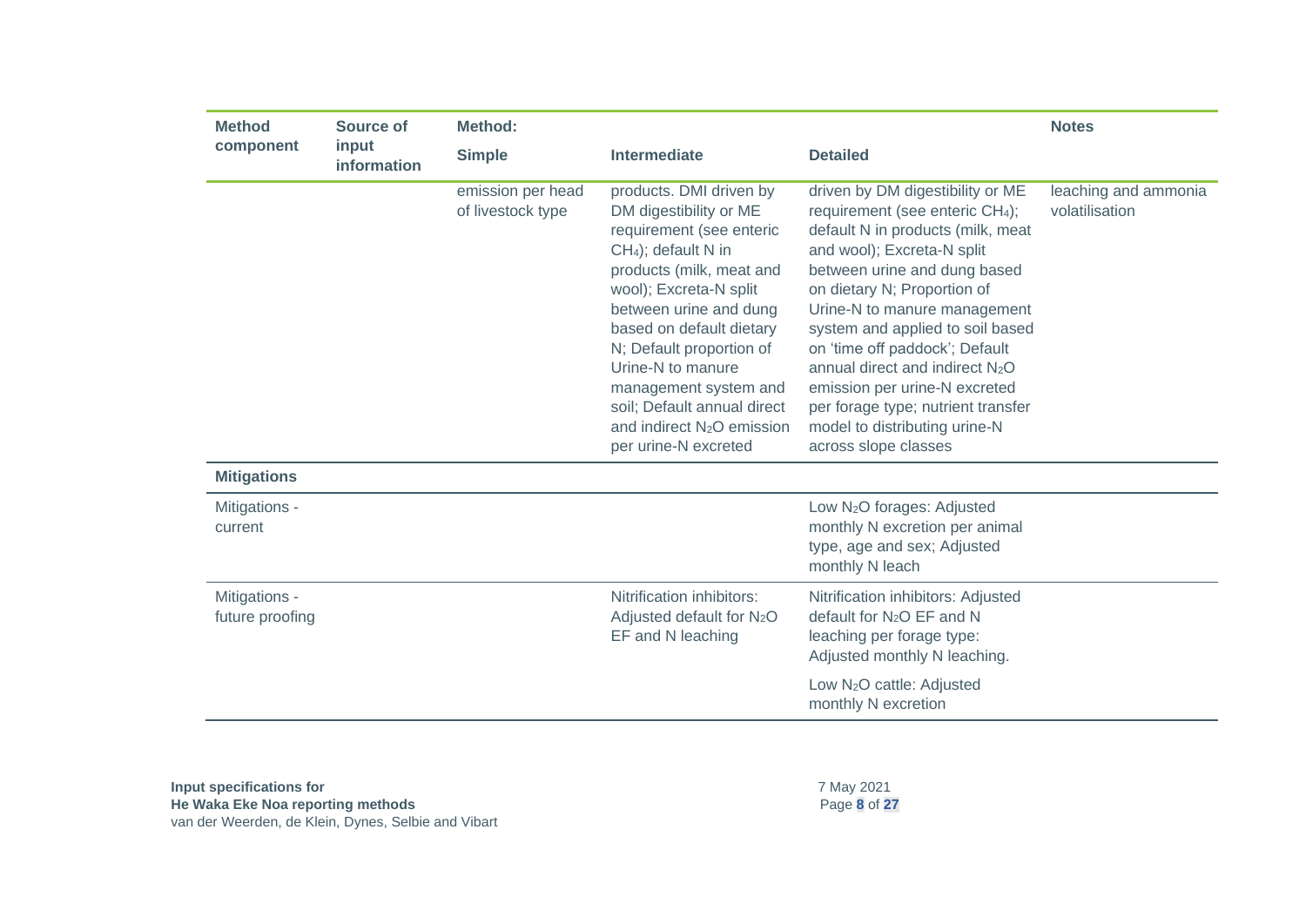| Method component | Source of input information | Method: | | | Notes |
|---|---|---|---|---|---|
| | | Simple | Intermediate | Detailed | |
| | | emission per head of livestock type | products. DMI driven by DM digestibility or ME requirement (see enteric $CH_4$); default N in products (milk, meat and wool); Excreta-N split between urine and dung based on default dietary N; Default proportion of Urine-N to manure management system and soil; Default annual direct and indirect $N_2O$ emission per urine-N excreted | driven by DM digestibility or ME requirement (see enteric $CH_4$); default N in products (milk, meat and wool); Excreta-N split between urine and dung based on dietary N; Proportion of Urine-N to manure management system and applied to soil based on 'time off paddock'; Default annual direct and indirect $N_2O$ emission per urine-N excreted per forage type; nutrient transfer model to distributing urine-N across slope classes | leaching and ammonia volatilisation |
| **Mitigations** | | | | | |
| Mitigations - current | | | | Low $N_2O$ forages: Adjusted monthly N excretion per animal type, age and sex; Adjusted monthly N leach | |
| Mitigations - future proofing | | | Nitrification inhibitors: Adjusted default for $N_2O$ EF and N leaching | Nitrification inhibitors: Adjusted default for $N_2O$ EF and N leaching per forage type: Adjusted monthly N leaching.<br><br>Low $N_2O$ cattle: Adjusted monthly N excretion | |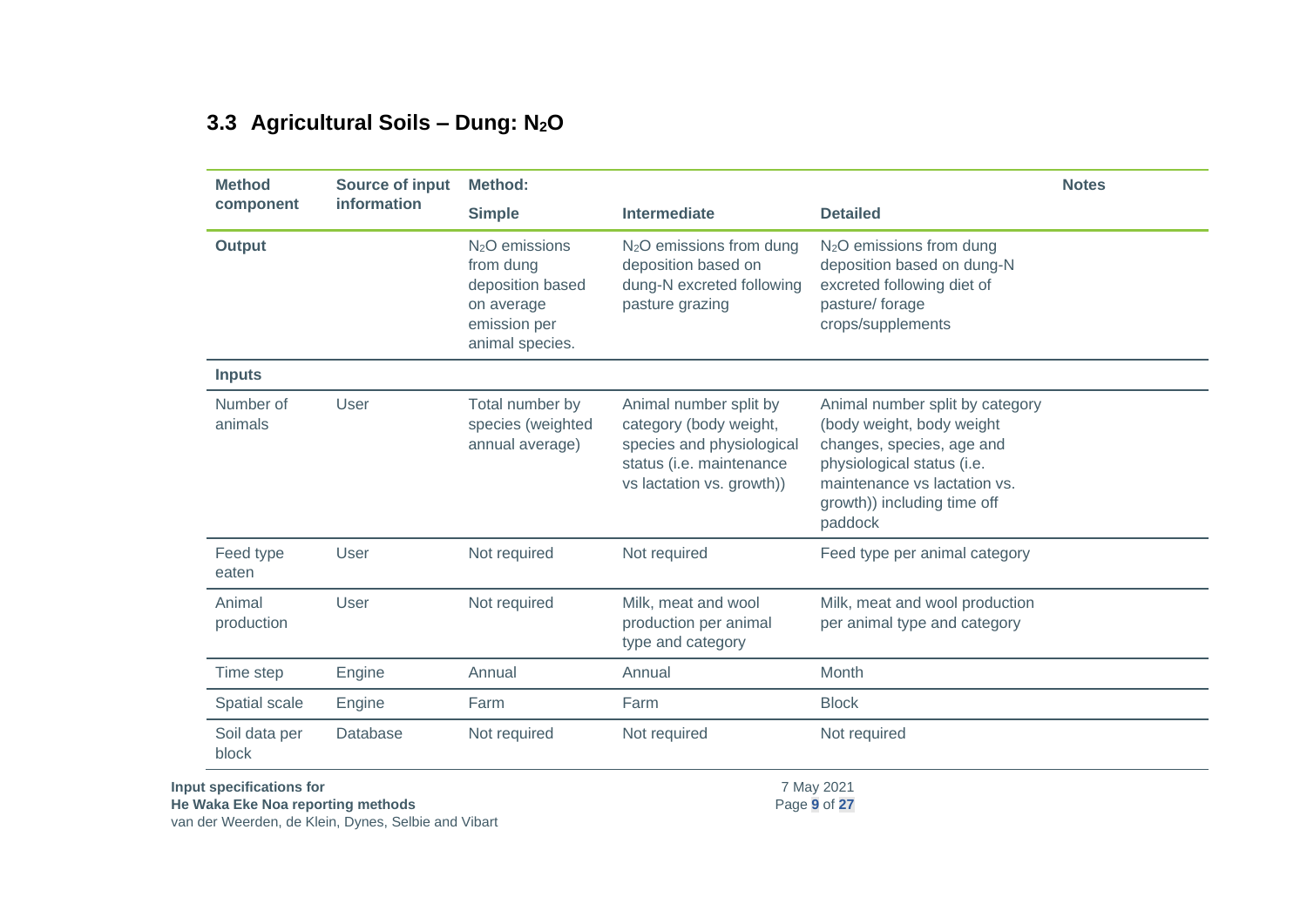## 3.3 Agricultural Soils – Dung: $N_2O$

| Method component | Source of input information | Method: Simple | Intermediate | Detailed | Notes |
|---|---|---|---|---|---|
| **Output** | | $N_2O$ emissions from dung deposition based on average emission per animal species. | $N_2O$ emissions from dung deposition based on dung-N excreted following pasture grazing | $N_2O$ emissions from dung deposition based on dung-N excreted following diet of pasture/ forage crops/supplements | |
| **Inputs** | | | | | |
| Number of animals | User | Total number by species (weighted annual average) | Animal number split by category (body weight, species and physiological status (i.e. maintenance vs lactation vs. growth)) | Animal number split by category (body weight, body weight changes, species, age and physiological status (i.e. maintenance vs lactation vs. growth)) including time off paddock | |
| Feed type eaten | User | Not required | Not required | Feed type per animal category | |
| Animal production | User | Not required | Milk, meat and wool production per animal type and category | Milk, meat and wool production per animal type and category | |
| Time step | Engine | Annual | Annual | Month | |
| Spatial scale | Engine | Farm | Farm | Block | |
| Soil data per block | Database | Not required | Not required | Not required | |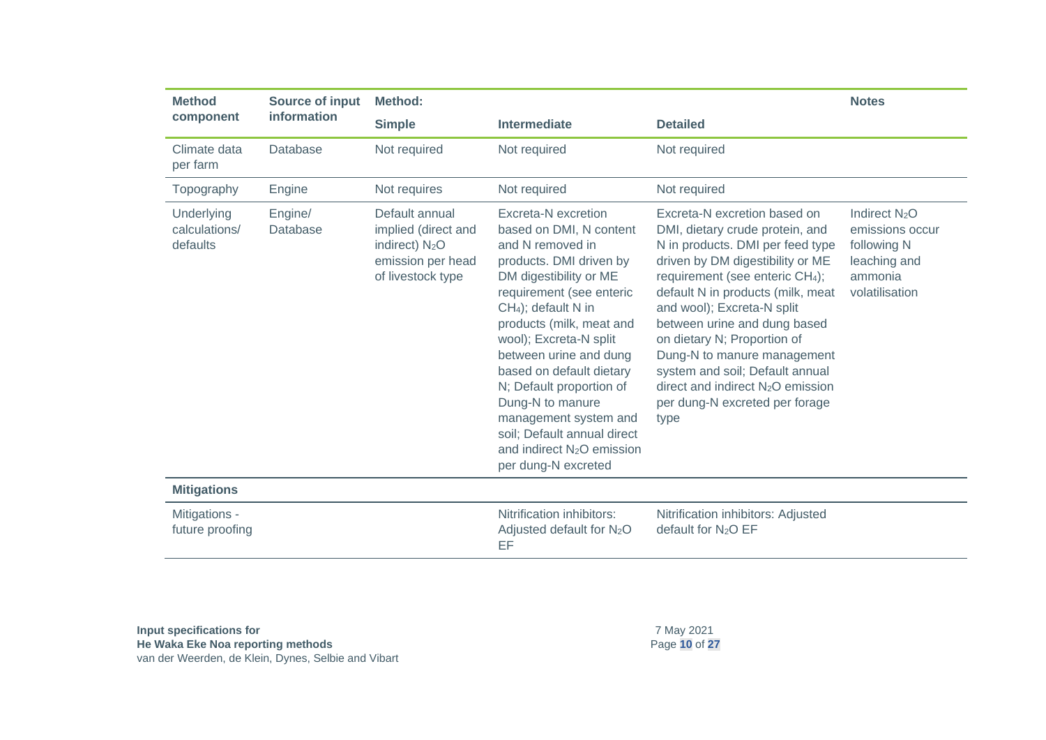| Method component | Source of input information | Method: | | | Notes |
|---|---|---|---|---|---|
| | | Simple | Intermediate | Detailed | |
| Climate data per farm | Database | Not required | Not required | Not required | |
| Topography | Engine | Not requires | Not required | Not required | |
| Underlying calculations/ defaults | Engine/ Database | Default annual implied (direct and indirect) $N_2O$ emission per head of livestock type | Excreta-N excretion based on DMI, N content and N removed in products. DMI driven by DM digestibility or ME requirement (see enteric $CH_4$); default N in products (milk, meat and wool); Excreta-N split between urine and dung based on default dietary N; Default proportion of Dung-N to manure management system and soil; Default annual direct and indirect $N_2O$ emission per dung-N excreted | Excreta-N excretion based on DMI, dietary crude protein, and N in products. DMI per feed type driven by DM digestibility or ME requirement (see enteric $CH_4$); default N in products (milk, meat and wool); Excreta-N split between urine and dung based on dietary N; Proportion of Dung-N to manure management system and soil; Default annual direct and indirect $N_2O$ emission per dung-N excreted per forage type | Indirect $N_2O$ emissions occur following N leaching and ammonia volatilisation |
| **Mitigations** | | | | | |
| Mitigations - future proofing | | | Nitrification inhibitors: Adjusted default for $N_2O$ EF | Nitrification inhibitors: Adjusted default for $N_2O$ EF | |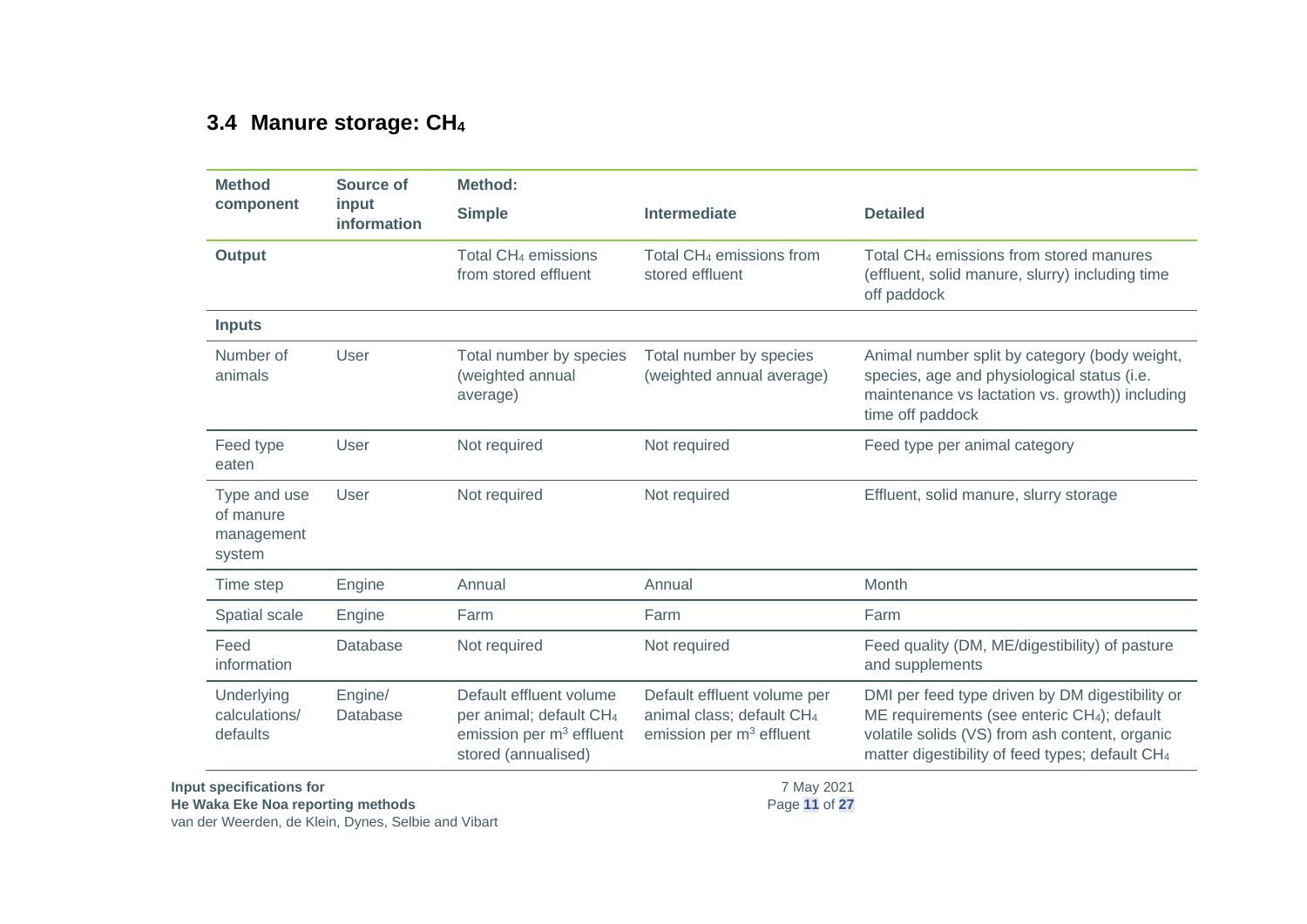## 3.4 Manure storage: $CH_4$

| Method component | Source of input information | Method: Simple | Intermediate | Detailed |
|---|---|---|---|---|
| **Output** | | Total $CH_4$ emissions from stored effluent | Total $CH_4$ emissions from stored effluent | Total $CH_4$ emissions from stored manures (effluent, solid manure, slurry) including time off paddock |
| **Inputs** | | | | |
| Number of animals | User | Total number by species (weighted annual average) | Total number by species (weighted annual average) | Animal number split by category (body weight, species, age and physiological status (i.e. maintenance vs lactation vs. growth)) including time off paddock |
| Feed type eaten | User | Not required | Not required | Feed type per animal category |
| Type and use of manure management system | User | Not required | Not required | Effluent, solid manure, slurry storage |
| Time step | Engine | Annual | Annual | Month |
| Spatial scale | Engine | Farm | Farm | Farm |
| Feed information | Database | Not required | Not required | Feed quality (DM, ME/digestibility) of pasture and supplements |
| Underlying calculations/ defaults | Engine/ Database | Default effluent volume per animal; default $CH_4$ emission per $m^3$ effluent stored (annualised) | Default effluent volume per animal class; default $CH_4$ emission per $m^3$ effluent | DMI per feed type driven by DM digestibility or ME requirements (see enteric $CH_4$); default volatile solids (VS) from ash content, organic matter digestibility of feed types; default $CH_4$ |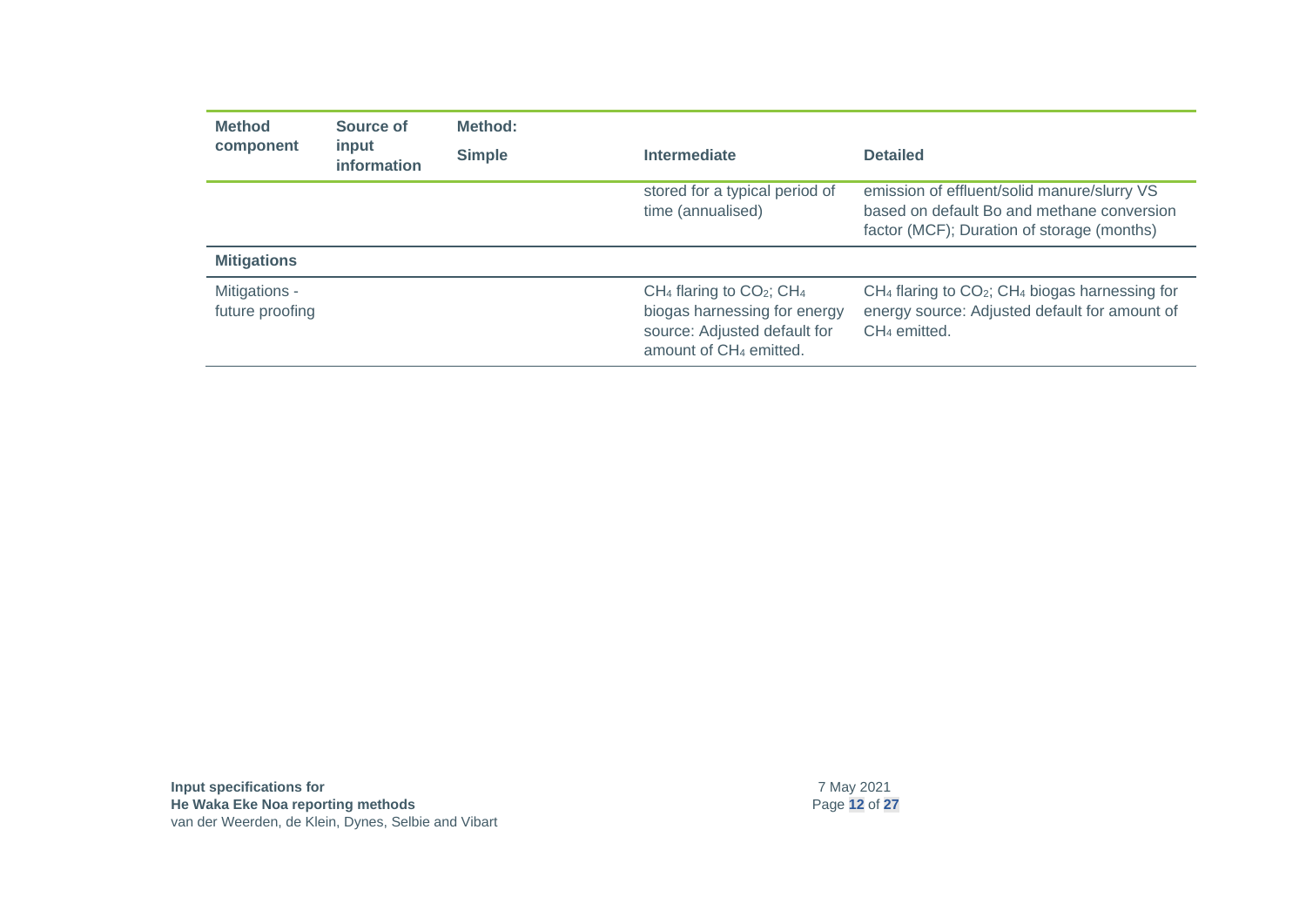| Method component | Source of input information | Method: Simple | Intermediate | Detailed |
|---|---|---|---|---|
| | | | stored for a typical period of time (annualised) | emission of effluent/solid manure/slurry VS based on default Bo and methane conversion factor (MCF); Duration of storage (months) |
| **Mitigations** | | | | |
| Mitigations - future proofing | | | $CH_4$ flaring to $CO_2$; $CH_4$ biogas harnessing for energy source: Adjusted default for amount of $CH_4$ emitted. | $CH_4$ flaring to $CO_2$; $CH_4$ biogas harnessing for energy source: Adjusted default for amount of $CH_4$ emitted. |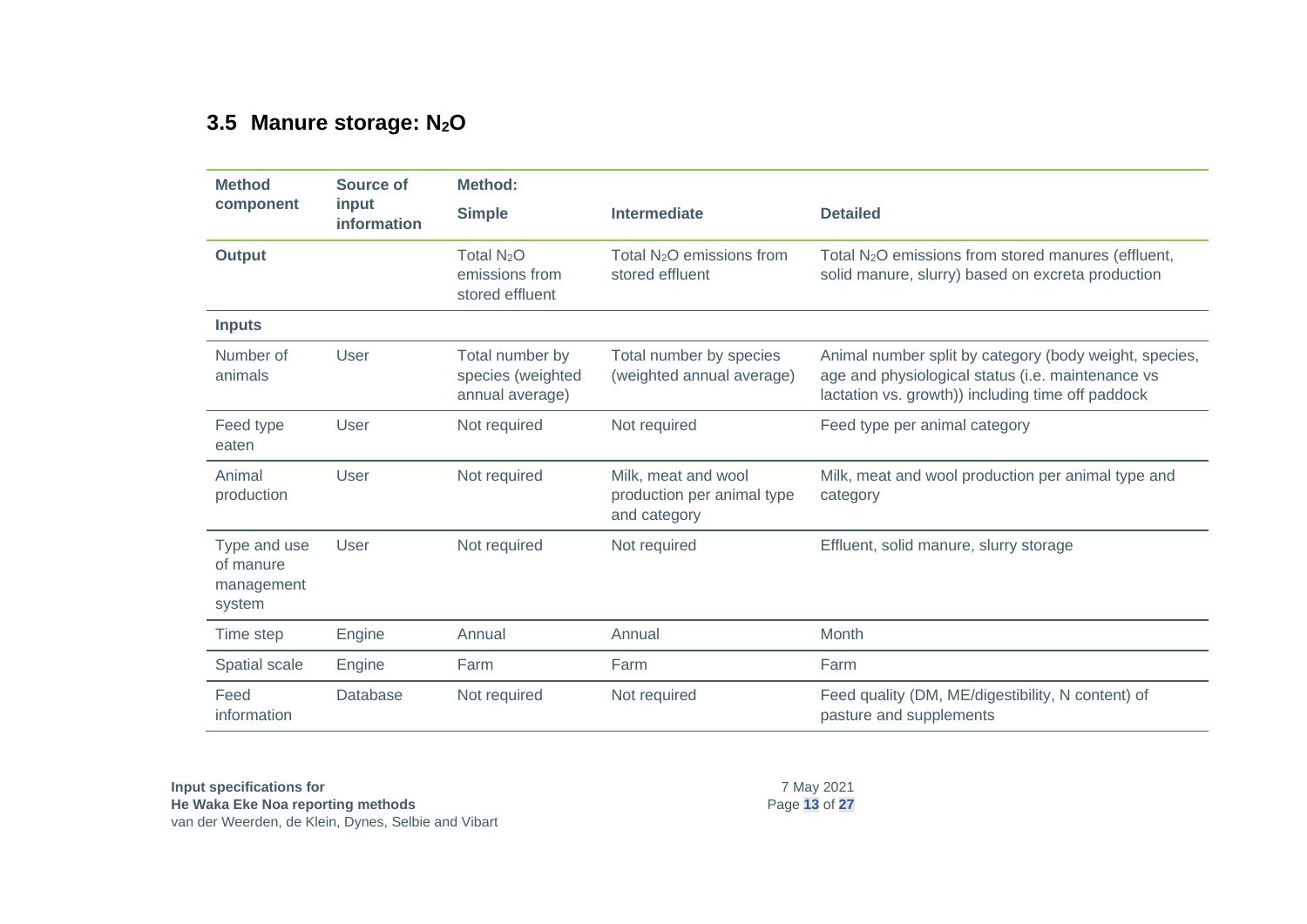### 3.5 Manure storage: $N_2O$

| Method component | Source of input information | Method: Simple | Intermediate | Detailed |
|---|---|---|---|---|
| **Output** | | Total $N_2O$ emissions from stored effluent | Total $N_2O$ emissions from stored effluent | Total $N_2O$ emissions from stored manures (effluent, solid manure, slurry) based on excreta production |
| **Inputs** | | | | |
| Number of animals | User | Total number by species (weighted annual average) | Total number by species (weighted annual average) | Animal number split by category (body weight, species, age and physiological status (i.e. maintenance vs lactation vs. growth)) including time off paddock |
| Feed type eaten | User | Not required | Not required | Feed type per animal category |
| Animal production | User | Not required | Milk, meat and wool production per animal type and category | Milk, meat and wool production per animal type and category |
| Type and use of manure management system | User | Not required | Not required | Effluent, solid manure, slurry storage |
| Time step | Engine | Annual | Annual | Month |
| Spatial scale | Engine | Farm | Farm | Farm |
| Feed information | Database | Not required | Not required | Feed quality (DM, ME/digestibility, N content) of pasture and supplements |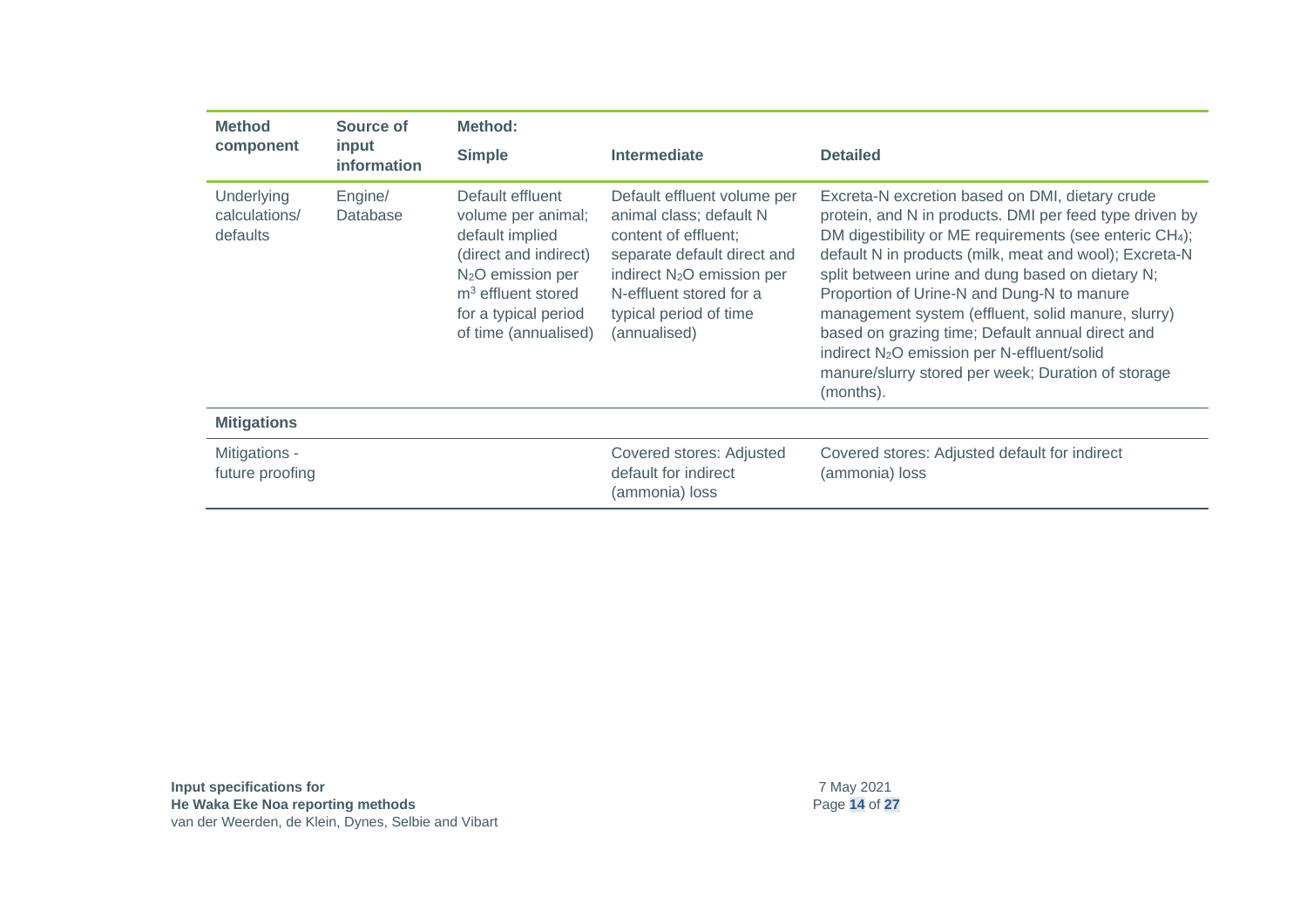| Method component | Source of input information | Method: Simple | Intermediate | Detailed |
| --- | --- | --- | --- | --- |
| Underlying calculations/ defaults | Engine/ Database | Default effluent volume per animal; default implied (direct and indirect) $N_2O$ emission per $m^3$ effluent stored for a typical period of time (annualised) | Default effluent volume per animal class; default N content of effluent; separate default direct and indirect $N_2O$ emission per N-effluent stored for a typical period of time (annualised) | Excreta-N excretion based on DMI, dietary crude protein, and N in products. DMI per feed type driven by DM digestibility or ME requirements (see enteric $CH_4$); default N in products (milk, meat and wool); Excreta-N split between urine and dung based on dietary N; Proportion of Urine-N and Dung-N to manure management system (effluent, solid manure, slurry) based on grazing time; Default annual direct and indirect $N_2O$ emission per N-effluent/solid manure/slurry stored per week; Duration of storage (months). |
| **Mitigations** | | | | |
| Mitigations - future proofing | | | Covered stores: Adjusted default for indirect (ammonia) loss | Covered stores: Adjusted default for indirect (ammonia) loss |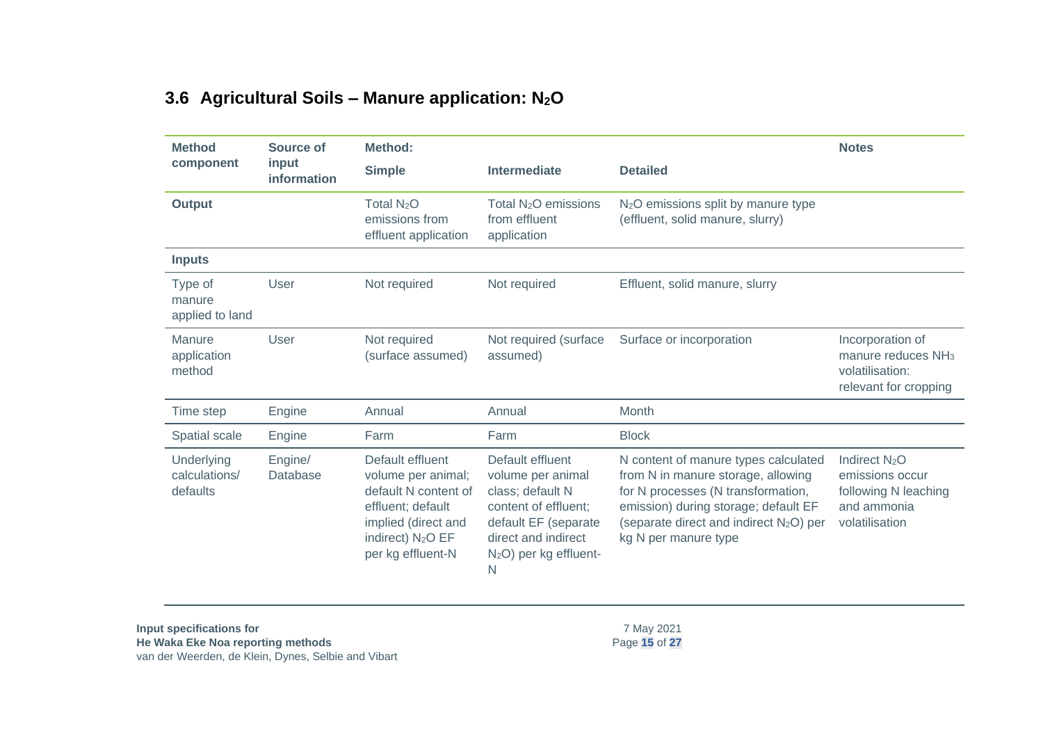## 3.6 Agricultural Soils – Manure application: $N_2O$

| Method component | Source of input information | Method: Simple | Intermediate | Detailed | Notes |
|---|---|---|---|---|---|
| **Output** | | Total $N_2O$ emissions from effluent application | Total $N_2O$ emissions from effluent application | $N_2O$ emissions split by manure type (effluent, solid manure, slurry) | |
| **Inputs** | | | | | |
| Type of manure applied to land | User | Not required | Not required | Effluent, solid manure, slurry | |
| Manure application method | User | Not required (surface assumed) | Not required (surface assumed) | Surface or incorporation | Incorporation of manure reduces $NH_3$ volatilisation: relevant for cropping |
| Time step | Engine | Annual | Annual | Month | |
| Spatial scale | Engine | Farm | Farm | Block | |
| Underlying calculations/ defaults | Engine/ Database | Default effluent volume per animal; default N content of effluent; default implied (direct and indirect) $N_2O$ EF per kg effluent-N | Default effluent volume per animal class; default N content of effluent; default EF (separate direct and indirect $N_2O$) per kg effluent-N | N content of manure types calculated from N in manure storage, allowing for N processes (N transformation, emission) during storage; default EF (separate direct and indirect $N_2O$) per kg N per manure type | Indirect $N_2O$ emissions occur following N leaching and ammonia volatilisation |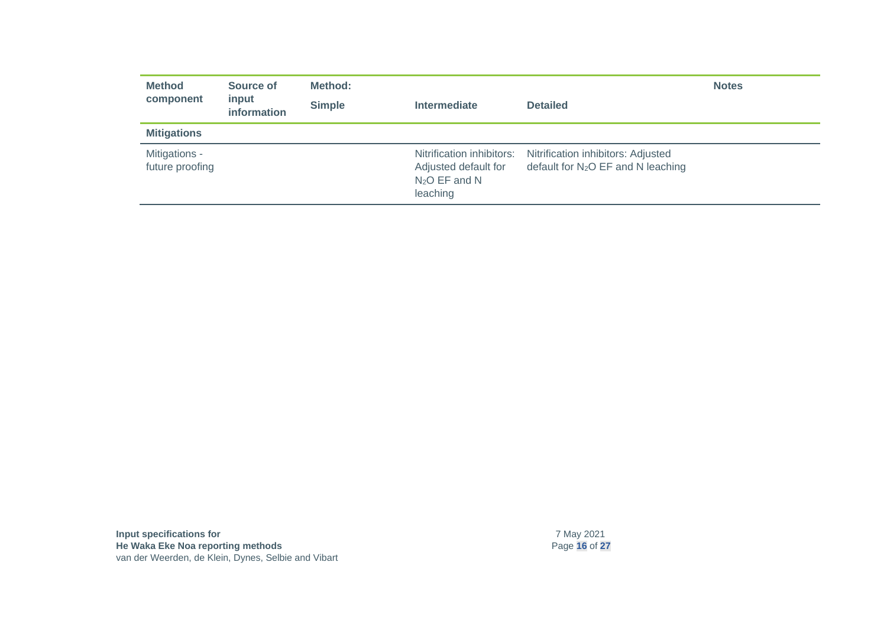| Method component | Source of input information | Method: Simple | Intermediate | Detailed | Notes |
|---|---|---|---|---|---|
| **Mitigations** | | | | | |
| Mitigations - future proofing | | | Nitrification inhibitors: Adjusted default for $N_2O$ EF and N leaching | Nitrification inhibitors: Adjusted default for $N_2O$ EF and N leaching | |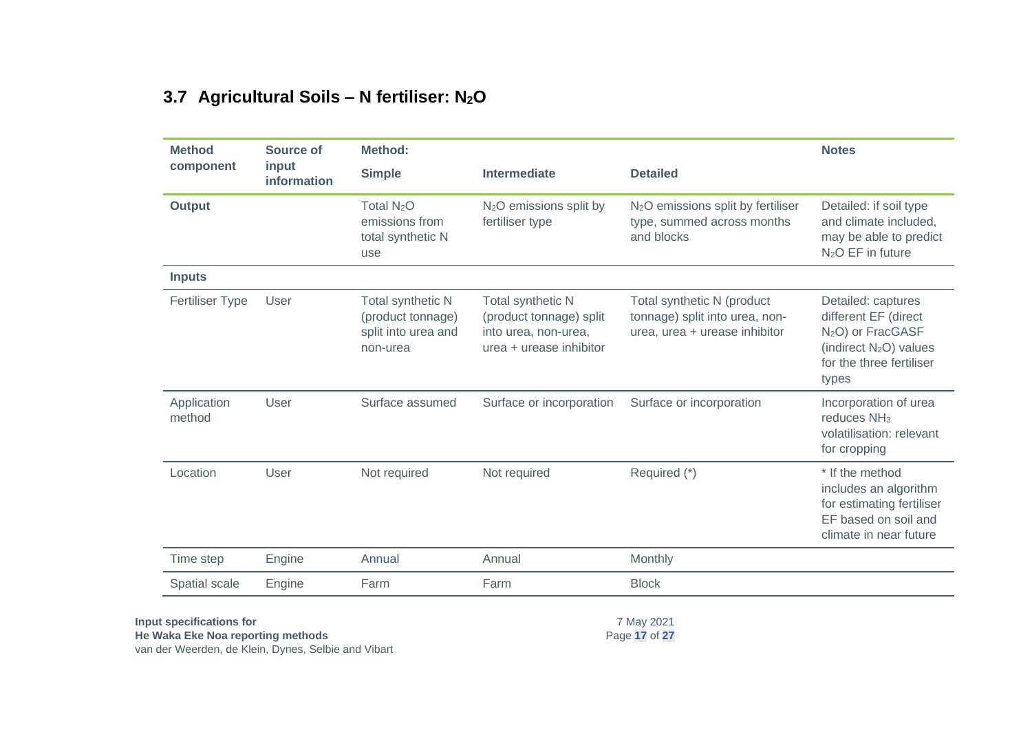## 3.7 Agricultural Soils – N fertiliser: $N_2O$

| Method component | Source of input information | Method: Simple | Intermediate | Detailed | Notes |
|---|---|---|---|---|---|
| **Output** | | Total $N_2O$ emissions from total synthetic N use | $N_2O$ emissions split by fertiliser type | $N_2O$ emissions split by fertiliser type, summed across months and blocks | Detailed: if soil type and climate included, may be able to predict $N_2O$ EF in future |
| **Inputs** | | | | | |
| Fertiliser Type | User | Total synthetic N (product tonnage) split into urea and non-urea | Total synthetic N (product tonnage) split into urea, non-urea, urea + urease inhibitor | Total synthetic N (product tonnage) split into urea, non-urea, urea + urease inhibitor | Detailed: captures different EF (direct $N_2O$) or FracGASF (indirect $N_2O$) values for the three fertiliser types |
| Application method | User | Surface assumed | Surface or incorporation | Surface or incorporation | Incorporation of urea reduces $NH_3$ volatilisation: relevant for cropping |
| Location | User | Not required | Not required | Required (*) | * If the method includes an algorithm for estimating fertiliser EF based on soil and climate in near future |
| Time step | Engine | Annual | Annual | Monthly | |
| Spatial scale | Engine | Farm | Farm | Block | |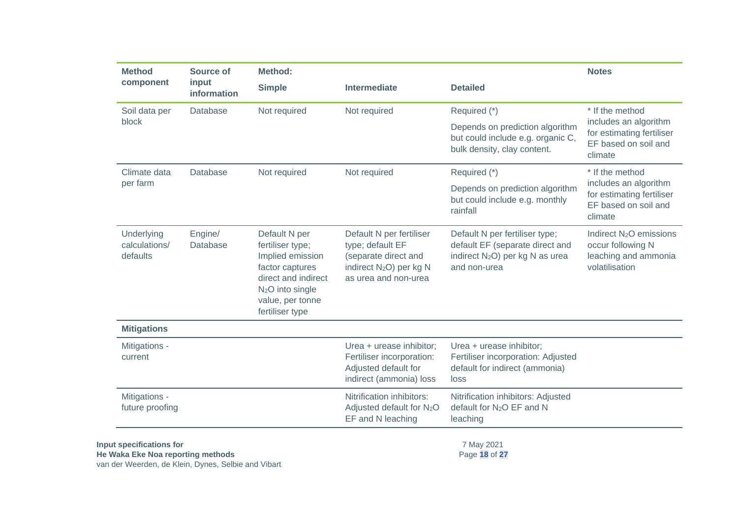| Method component | Source of input information | Method: Simple | Intermediate | Detailed | Notes |
|---|---|---|---|---|---|
| Soil data per block | Database | Not required | Not required | Required (*) Depends on prediction algorithm but could include e.g. organic C, bulk density, clay content. | * If the method includes an algorithm for estimating fertiliser EF based on soil and climate |
| Climate data per farm | Database | Not required | Not required | Required (*) Depends on prediction algorithm but could include e.g. monthly rainfall | * If the method includes an algorithm for estimating fertiliser EF based on soil and climate |
| Underlying calculations/ defaults | Engine/ Database | Default N per fertiliser type; Implied emission factor captures direct and indirect $N_2O$ into single value, per tonne fertiliser type | Default N per fertiliser type; default EF (separate direct and indirect $N_2O$) per kg N as urea and non-urea | Default N per fertiliser type; default EF (separate direct and indirect $N_2O$) per kg N as urea and non-urea | Indirect $N_2O$ emissions occur following N leaching and ammonia volatilisation |
| **Mitigations** | | | | | |
| Mitigations - current | | | Urea + urease inhibitor; Fertiliser incorporation: Adjusted default for indirect (ammonia) loss | Urea + urease inhibitor; Fertiliser incorporation: Adjusted default for indirect (ammonia) loss | |
| Mitigations - future proofing | | | Nitrification inhibitors: Adjusted default for $N_2O$ EF and N leaching | Nitrification inhibitors: Adjusted default for $N_2O$ EF and N leaching | |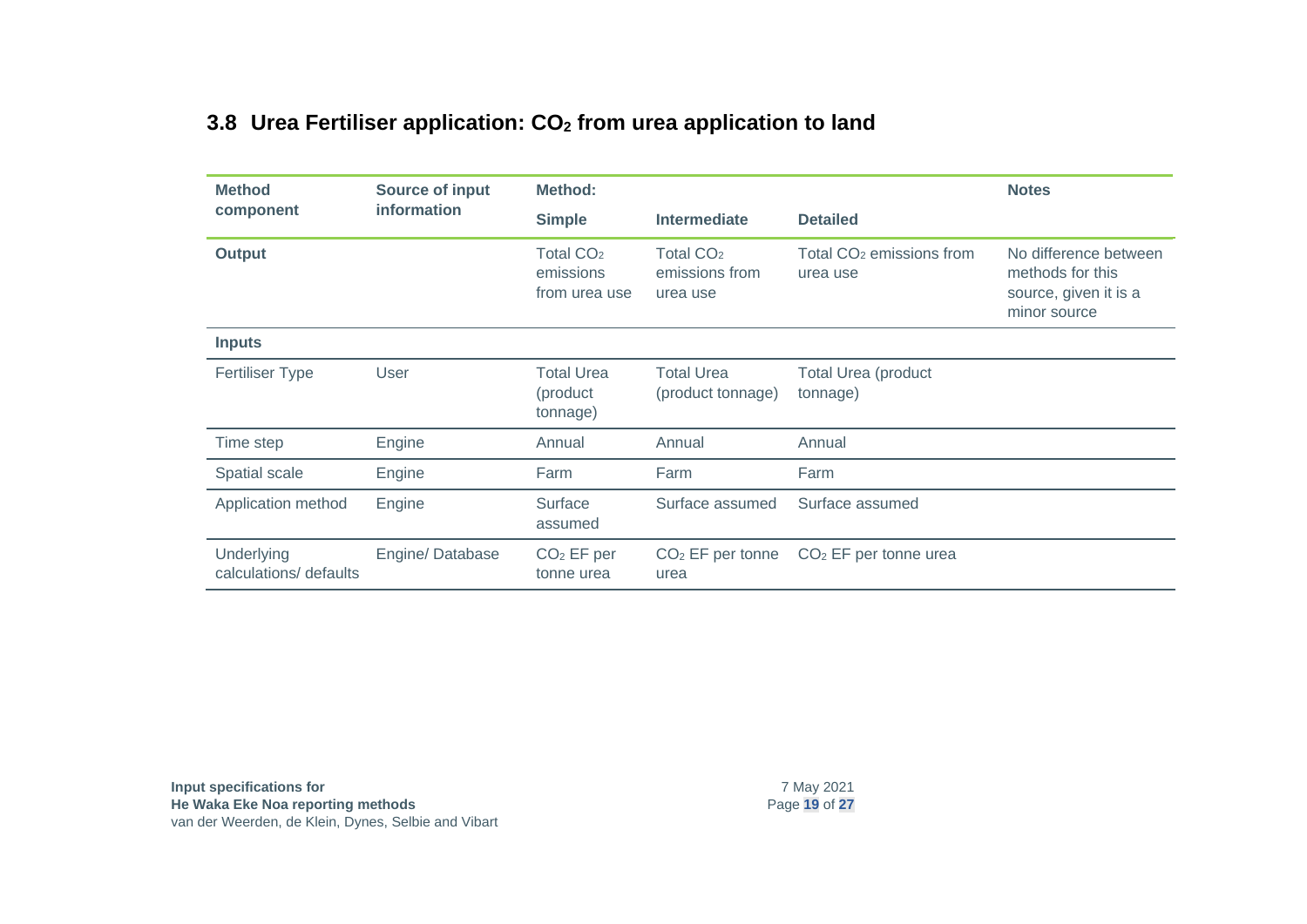## 3.8 Urea Fertiliser application: $CO_2$ from urea application to land

| Method component | Source of input information | Method: | | | Notes |
|---|---|---|---|---|---|
| | | Simple | Intermediate | Detailed | |
| **Output** | | Total $CO_2$ emissions from urea use | Total $CO_2$ emissions from urea use | Total $CO_2$ emissions from urea use | No difference between methods for this source, given it is a minor source |
| **Inputs** | | | | | |
| Fertiliser Type | User | Total Urea (product tonnage) | Total Urea (product tonnage) | Total Urea (product tonnage) | |
| Time step | Engine | Annual | Annual | Annual | |
| Spatial scale | Engine | Farm | Farm | Farm | |
| Application method | Engine | Surface assumed | Surface assumed | Surface assumed | |
| Underlying calculations/ defaults | Engine/ Database | $CO_2$ EF per tonne urea | $CO_2$ EF per tonne urea | $CO_2$ EF per tonne urea | |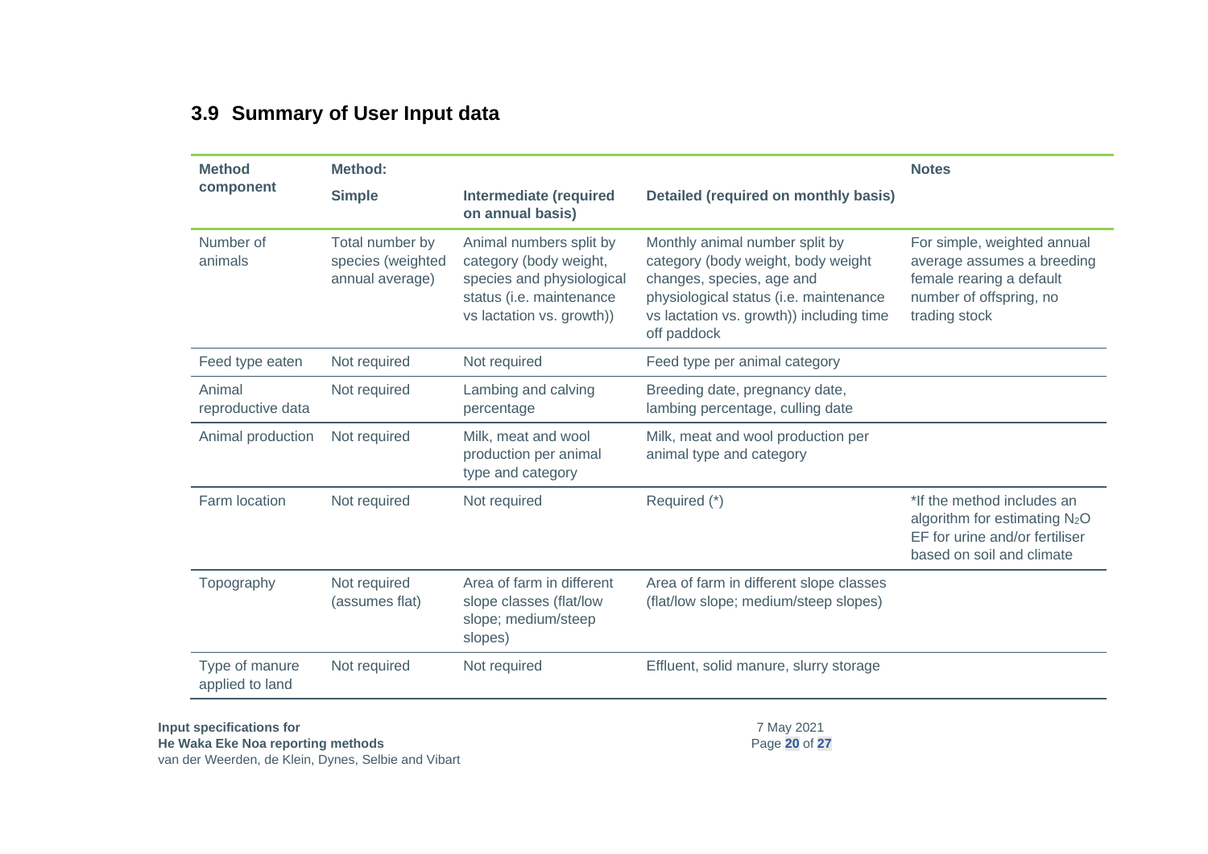## 3.9 Summary of User Input data

| Method component | Method: | | | Notes |
|---|---|---|---|---|
| | Simple | Intermediate (required on annual basis) | Detailed (required on monthly basis) | |
| Number of animals | Total number by species (weighted annual average) | Animal numbers split by category (body weight, species and physiological status (i.e. maintenance vs lactation vs. growth)) | Monthly animal number split by category (body weight, body weight changes, species, age and physiological status (i.e. maintenance vs lactation vs. growth)) including time off paddock | For simple, weighted annual average assumes a breeding female rearing a default number of offspring, no trading stock |
| Feed type eaten | Not required | Not required | Feed type per animal category | |
| Animal reproductive data | Not required | Lambing and calving percentage | Breeding date, pregnancy date, lambing percentage, culling date | |
| Animal production | Not required | Milk, meat and wool production per animal type and category | Milk, meat and wool production per animal type and category | |
| Farm location | Not required | Not required | Required (*) | *If the method includes an algorithm for estimating $N_2O$ EF for urine and/or fertiliser based on soil and climate |
| Topography | Not required (assumes flat) | Area of farm in different slope classes (flat/low slope; medium/steep slopes) | Area of farm in different slope classes (flat/low slope; medium/steep slopes) | |
| Type of manure applied to land | Not required | Not required | Effluent, solid manure, slurry storage | |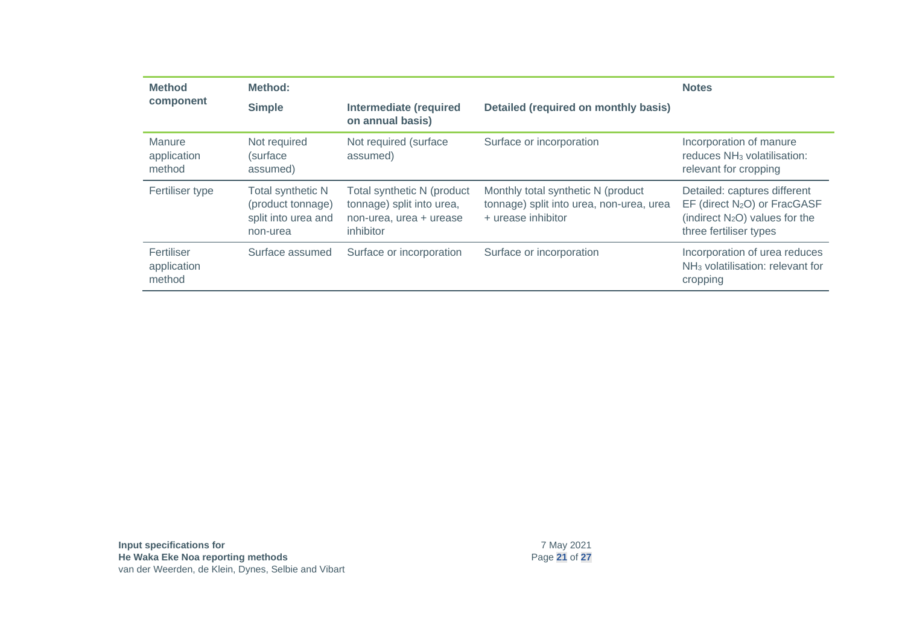| Method component | Method: Simple | Intermediate (required on annual basis) | Detailed (required on monthly basis) | Notes |
|---|---|---|---|---|
| Manure application method | Not required (surface assumed) | Not required (surface assumed) | Surface or incorporation | Incorporation of manure reduces $NH_3$ volatilisation: relevant for cropping |
| Fertiliser type | Total synthetic N (product tonnage) split into urea and non-urea | Total synthetic N (product tonnage) split into urea, non-urea, urea + urease inhibitor | Monthly total synthetic N (product tonnage) split into urea, non-urea, urea + urease inhibitor | Detailed: captures different EF (direct $N_2O$) or FracGASF (indirect $N_2O$) values for the three fertiliser types |
| Fertiliser application method | Surface assumed | Surface or incorporation | Surface or incorporation | Incorporation of urea reduces $NH_3$ volatilisation: relevant for cropping |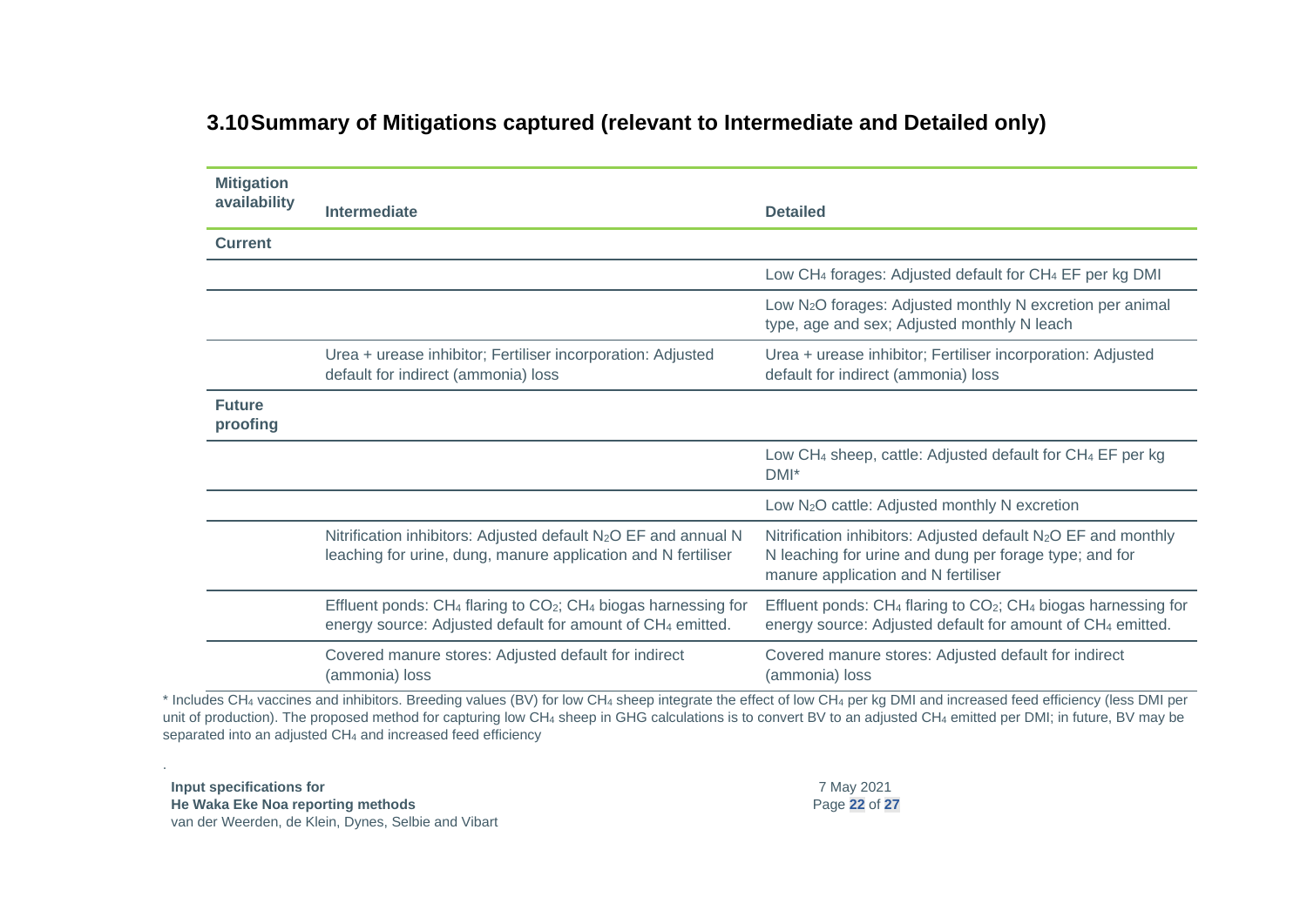## 3.10 Summary of Mitigations captured (relevant to Intermediate and Detailed only)

| Mitigation availability | Intermediate | Detailed |
|---|---|---|
| **Current** | | |
| | | Low $CH_4$ forages: Adjusted default for $CH_4$ EF per kg DMI |
| | | Low $N_2O$ forages: Adjusted monthly N excretion per animal type, age and sex; Adjusted monthly N leach |
| | Urea + urease inhibitor; Fertiliser incorporation: Adjusted default for indirect (ammonia) loss | Urea + urease inhibitor; Fertiliser incorporation: Adjusted default for indirect (ammonia) loss |
| **Future proofing** | | |
| | | Low $CH_4$ sheep, cattle: Adjusted default for $CH_4$ EF per kg DMI* |
| | | Low $N_2O$ cattle: Adjusted monthly N excretion |
| | Nitrification inhibitors: Adjusted default $N_2O$ EF and annual N leaching for urine, dung, manure application and N fertiliser | Nitrification inhibitors: Adjusted default $N_2O$ EF and monthly N leaching for urine and dung per forage type; and for manure application and N fertiliser |
| | Effluent ponds: $CH_4$ flaring to $CO_2$; $CH_4$ biogas harnessing for energy source: Adjusted default for amount of $CH_4$ emitted. | Effluent ponds: $CH_4$ flaring to $CO_2$; $CH_4$ biogas harnessing for energy source: Adjusted default for amount of $CH_4$ emitted. |
| | Covered manure stores: Adjusted default for indirect (ammonia) loss | Covered manure stores: Adjusted default for indirect (ammonia) loss |

* Includes $CH_4$ vaccines and inhibitors. Breeding values (BV) for low $CH_4$ sheep integrate the effect of low $CH_4$ per kg DMI and increased feed efficiency (less DMI per unit of production). The proposed method for capturing low $CH_4$ sheep in GHG calculations is to convert BV to an adjusted $CH_4$ emitted per DMI; in future, BV may be separated into an adjusted $CH_4$ and increased feed efficiency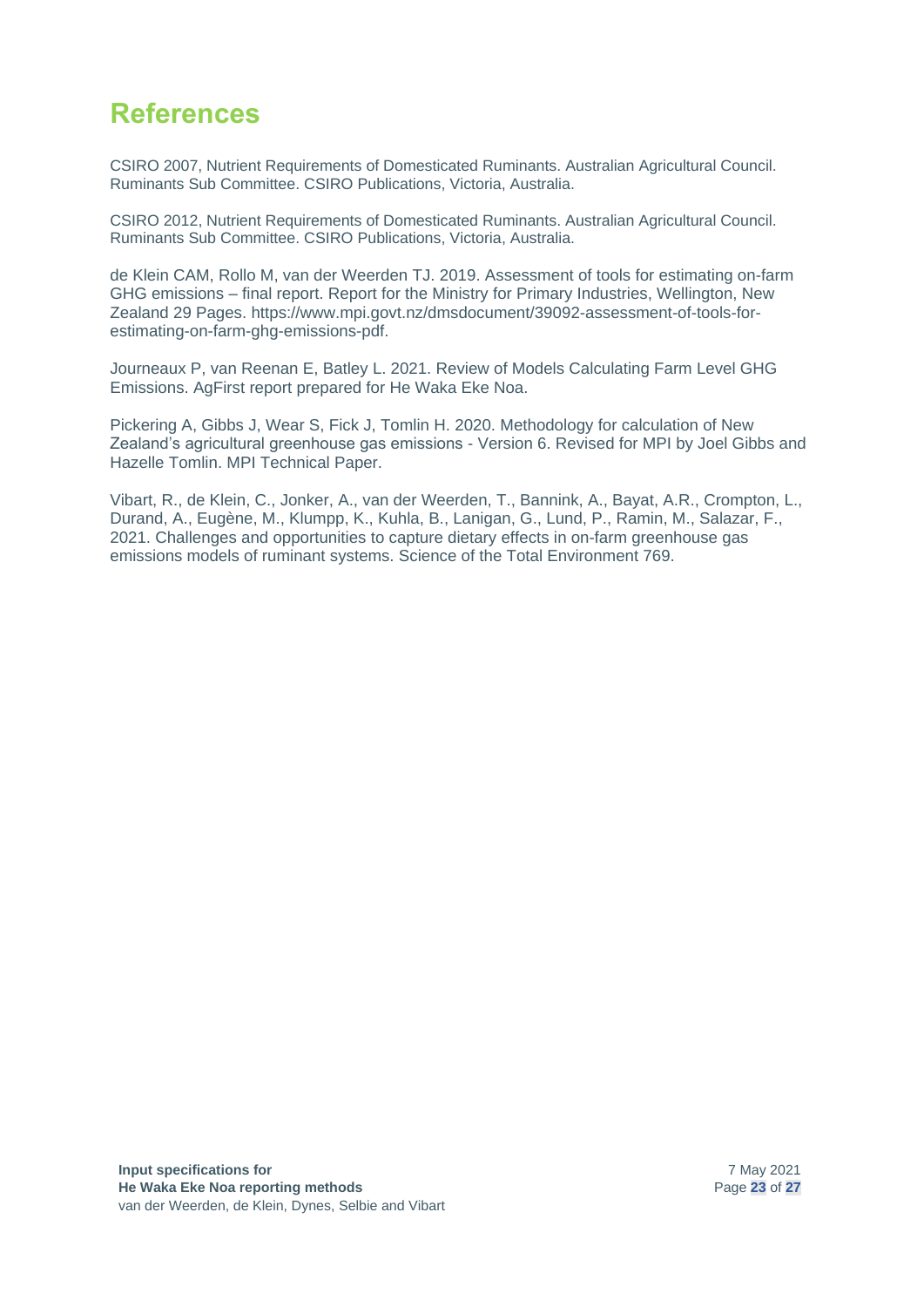# References

CSIRO 2007, Nutrient Requirements of Domesticated Ruminants. Australian Agricultural Council. Ruminants Sub Committee. CSIRO Publications, Victoria, Australia.

CSIRO 2012, Nutrient Requirements of Domesticated Ruminants. Australian Agricultural Council. Ruminants Sub Committee. CSIRO Publications, Victoria, Australia.

de Klein CAM, Rollo M, van der Weerden TJ. 2019. Assessment of tools for estimating on-farm GHG emissions – final report. Report for the Ministry for Primary Industries, Wellington, New Zealand 29 Pages. https://www.mpi.govt.nz/dmsdocument/39092-assessment-of-tools-for-estimating-on-farm-ghg-emissions-pdf.

Journeaux P, van Reenan E, Batley L. 2021. Review of Models Calculating Farm Level GHG Emissions. AgFirst report prepared for He Waka Eke Noa.

Pickering A, Gibbs J, Wear S, Fick J, Tomlin H. 2020. Methodology for calculation of New Zealand's agricultural greenhouse gas emissions - Version 6. Revised for MPI by Joel Gibbs and Hazelle Tomlin. MPI Technical Paper.

Vibart, R., de Klein, C., Jonker, A., van der Weerden, T., Bannink, A., Bayat, A.R., Crompton, L., Durand, A., Eugène, M., Klumpp, K., Kuhla, B., Lanigan, G., Lund, P., Ramin, M., Salazar, F., 2021. Challenges and opportunities to capture dietary effects in on-farm greenhouse gas emissions models of ruminant systems. Science of the Total Environment 769.